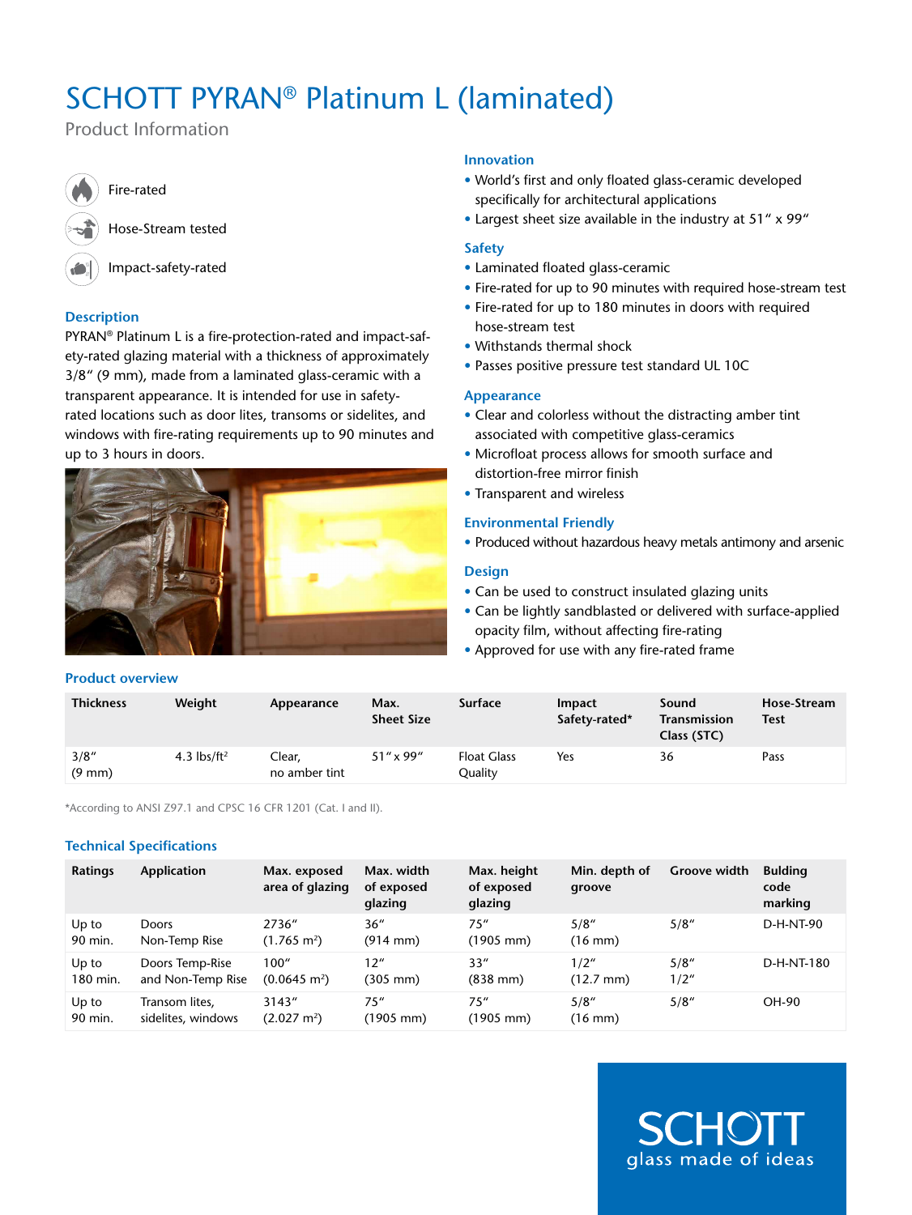# SCHOTT PYRAN® Platinum L (laminated)

Product Information

- Fire-rated
- Hose-Stream tested
- Impact-safety-rated

### Description

PYRAN® Platinum L is a fire-protection-rated and impact-safety-rated glazing material with a thickness of approximately 3/8″ (9 mm), made from a laminated glass-ceramic with a transparent appearance. It is intended for use in safety-rated locations such as door lites, transoms or sidelites, and windows with fire-rating requirements up to 90 minutes and up to 3 hours in doors.

### Innovation

- World's first and only floated glass-ceramic developed specifically for architectural applications
- Largest sheet size available in the industry at 51″ x 99″

### Safety

- Laminated floated glass-ceramic
- Fire-rated for up to 90 minutes with required hose-stream test
- Fire-rated for up to 180 minutes in doors with required hose-stream test
- Withstands thermal shock
- Passes positive pressure test standard UL 10C

### Appearance

- Clear and colorless without the distracting amber tint associated with competitive glass-ceramics
- Microfloat process allows for smooth surface and distortion-free mirror finish
- Transparent and wireless

### Environmental Friendly

- Produced without hazardous heavy metals antimony and arsenic

### Design

- Can be used to construct insulated glazing units
- Can be lightly sandblasted or delivered with surface-applied opacity film, without affecting fire-rating
- Approved for use with any fire-rated frame

### Product overview

| Thickness | Weight | Appearance | Max. Sheet Size | Surface | Impact Safety-rated* | Sound Transmission Class (STC) | Hose-Stream Test |
|---|---|---|---|---|---|---|---|
| 3/8″ (9 mm) | 4.3 lbs/ft² | Clear, no amber tint | 51″ x 99″ | Float Glass Quality | Yes | 36 | Pass |

*According to ANSI Z97.1 and CPSC 16 CFR 1201 (Cat. I and II).

### Technical Specifications

| Ratings | Application | Max. exposed area of glazing | Max. width of exposed glazing | Max. height of exposed glazing | Min. depth of groove | Groove width | Bulding code marking |
|---|---|---|---|---|---|---|---|
| Up to 90 min. | Doors Non-Temp Rise | 2736″ (1.765 m²) | 36″ (914 mm) | 75″ (1905 mm) | 5/8″ (16 mm) | 5/8″ | D-H-NT-90 |
| Up to 180 min. | Doors Temp-Rise and Non-Temp Rise | 100″ (0.0645 m²) | 12″ (305 mm) | 33″ (838 mm) | 1/2″ (12.7 mm) | 5/8″ 1/2″ | D-H-NT-180 |
| Up to 90 min. | Transom lites, sidelites, windows | 3143″ (2.027 m²) | 75″ (1905 mm) | 75″ (1905 mm) | 5/8″ (16 mm) | 5/8″ | OH-90 |

SCHOTT glass made of ideas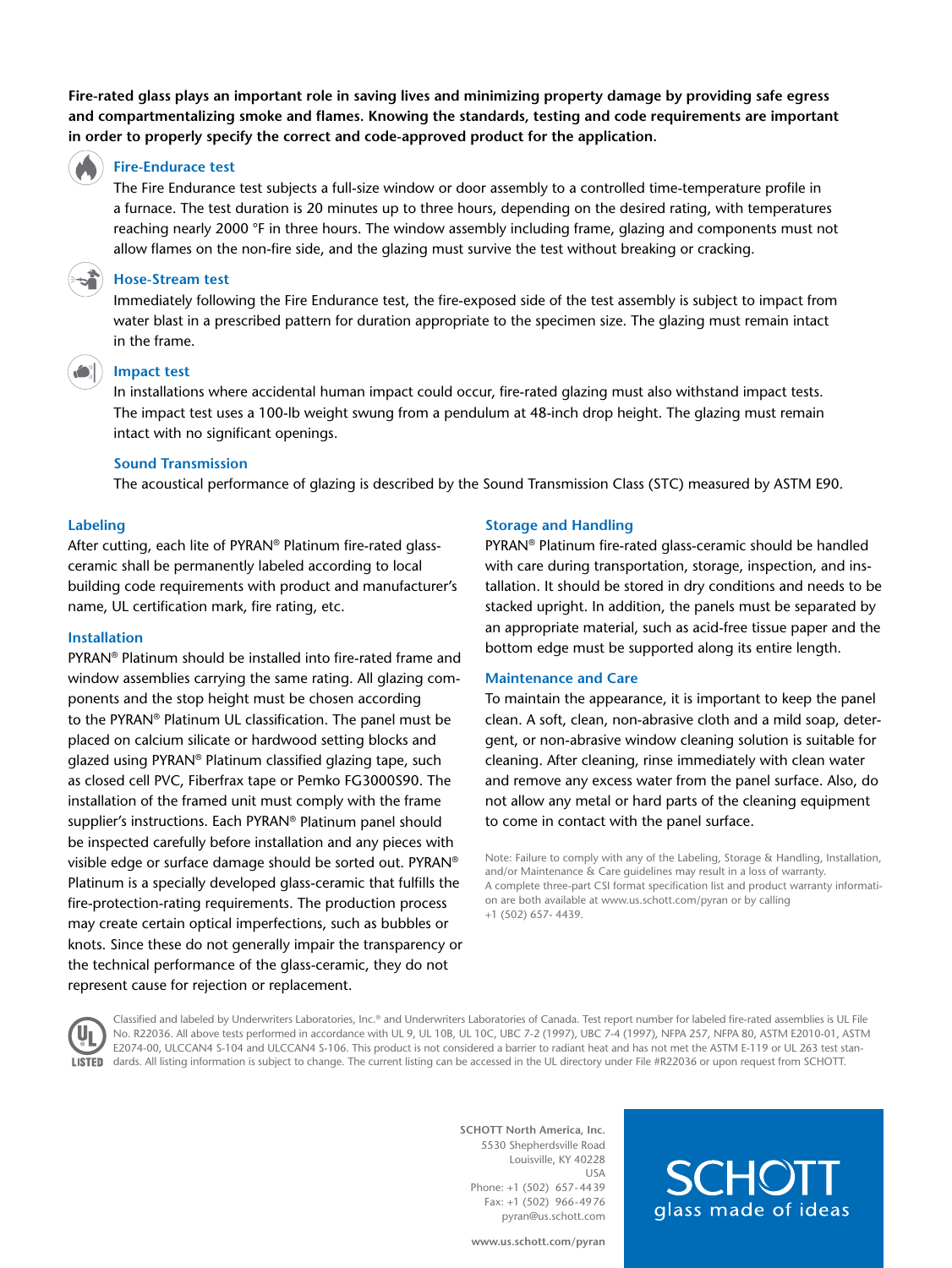**Fire-rated glass plays an important role in saving lives and minimizing property damage by providing safe egress and compartmentalizing smoke and flames. Knowing the standards, testing and code requirements are important in order to properly specify the correct and code-approved product for the application.**

### Fire-Endurace test

The Fire Endurance test subjects a full-size window or door assembly to a controlled time-temperature profile in a furnace. The test duration is 20 minutes up to three hours, depending on the desired rating, with temperatures reaching nearly 2000 °F in three hours. The window assembly including frame, glazing and components must not allow flames on the non-fire side, and the glazing must survive the test without breaking or cracking.

### Hose-Stream test

Immediately following the Fire Endurance test, the fire-exposed side of the test assembly is subject to impact from water blast in a prescribed pattern for duration appropriate to the specimen size. The glazing must remain intact in the frame.

### Impact test

In installations where accidental human impact could occur, fire-rated glazing must also withstand impact tests. The impact test uses a 100-lb weight swung from a pendulum at 48-inch drop height. The glazing must remain intact with no significant openings.

### Sound Transmission

The acoustical performance of glazing is described by the Sound Transmission Class (STC) measured by ASTM E90.

### Labeling

After cutting, each lite of PYRAN® Platinum fire-rated glass-ceramic shall be permanently labeled according to local building code requirements with product and manufacturer's name, UL certification mark, fire rating, etc.

### Installation

PYRAN® Platinum should be installed into fire-rated frame and window assemblies carrying the same rating. All glazing components and the stop height must be chosen according to the PYRAN® Platinum UL classification. The panel must be placed on calcium silicate or hardwood setting blocks and glazed using PYRAN® Platinum classified glazing tape, such as closed cell PVC, Fiberfrax tape or Pemko FG3000S90. The installation of the framed unit must comply with the frame supplier's instructions. Each PYRAN® Platinum panel should be inspected carefully before installation and any pieces with visible edge or surface damage should be sorted out. PYRAN® Platinum is a specially developed glass-ceramic that fulfills the fire-protection-rating requirements. The production process may create certain optical imperfections, such as bubbles or knots. Since these do not generally impair the transparency or the technical performance of the glass-ceramic, they do not represent cause for rejection or replacement.

### Storage and Handling

PYRAN® Platinum fire-rated glass-ceramic should be handled with care during transportation, storage, inspection, and installation. It should be stored in dry conditions and needs to be stacked upright. In addition, the panels must be separated by an appropriate material, such as acid-free tissue paper and the bottom edge must be supported along its entire length.

### Maintenance and Care

To maintain the appearance, it is important to keep the panel clean. A soft, clean, non-abrasive cloth and a mild soap, detergent, or non-abrasive window cleaning solution is suitable for cleaning. After cleaning, rinse immediately with clean water and remove any excess water from the panel surface. Also, do not allow any metal or hard parts of the cleaning equipment to come in contact with the panel surface.

Note: Failure to comply with any of the Labeling, Storage & Handling, Installation, and/or Maintenance & Care guidelines may result in a loss of warranty. A complete three-part CSI format specification list and product warranty information are both available at www.us.schott.com/pyran or by calling +1 (502) 657- 4439.

Classified and labeled by Underwriters Laboratories, Inc.® and Underwriters Laboratories of Canada. Test report number for labeled fire-rated assemblies is UL File No. R22036. All above tests performed in accordance with UL 9, UL 10B, UL 10C, UBC 7-2 (1997), UBC 7-4 (1997), NFPA 257, NFPA 80, ASTM E2010-01, ASTM E2074-00, ULCCAN4 S-104 and ULCCAN4 S-106. This product is not considered a barrier to radiant heat and has not met the ASTM E-119 or UL 263 test standards. All listing information is subject to change. The current listing can be accessed in the UL directory under File #R22036 or upon request from SCHOTT.

**SCHOTT North America, Inc.**
5530 Shepherdsville Road
Louisville, KY 40228
USA
Phone: +1 (502) 657-4439
Fax: +1 (502) 966-4976
pyran@us.schott.com

**www.us.schott.com/pyran**

SCHOTT
glass made of ideas